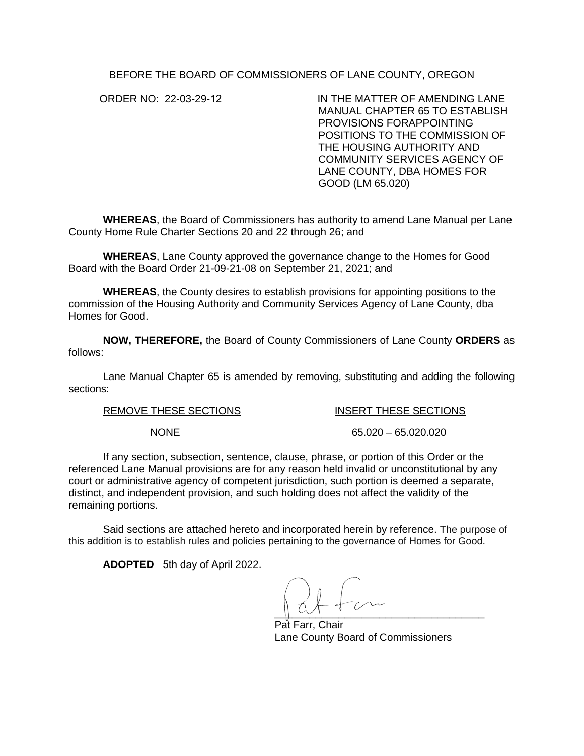BEFORE THE BOARD OF COMMISSIONERS OF LANE COUNTY, OREGON

| ORDER NO: 22-03-29-12 | IN THE MATTER OF AMENDING LANE MANUAL CHAPTER 65 TO ESTABLISH PROVISIONS FORAPPOINTING POSITIONS TO THE COMMISSION OF THE HOUSING AUTHORITY AND COMMUNITY SERVICES AGENCY OF LANE COUNTY, DBA HOMES FOR GOOD (LM 65.020) |
|---|---|

**WHEREAS**, the Board of Commissioners has authority to amend Lane Manual per Lane County Home Rule Charter Sections 20 and 22 through 26; and

**WHEREAS**, Lane County approved the governance change to the Homes for Good Board with the Board Order 21-09-21-08 on September 21, 2021; and

**WHEREAS**, the County desires to establish provisions for appointing positions to the commission of the Housing Authority and Community Services Agency of Lane County, dba Homes for Good.

**NOW, THEREFORE,** the Board of County Commissioners of Lane County **ORDERS** as follows:

Lane Manual Chapter 65 is amended by removing, substituting and adding the following sections:

| REMOVE THESE SECTIONS | INSERT THESE SECTIONS |
|---|---|
| NONE | 65.020 – 65.020.020 |

If any section, subsection, sentence, clause, phrase, or portion of this Order or the referenced Lane Manual provisions are for any reason held invalid or unconstitutional by any court or administrative agency of competent jurisdiction, such portion is deemed a separate, distinct, and independent provision, and such holding does not affect the validity of the remaining portions.

Said sections are attached hereto and incorporated herein by reference. The purpose of this addition is to establish rules and policies pertaining to the governance of Homes for Good.

**ADOPTED** 5th day of April 2022.

Pat Farr, Chair
Lane County Board of Commissioners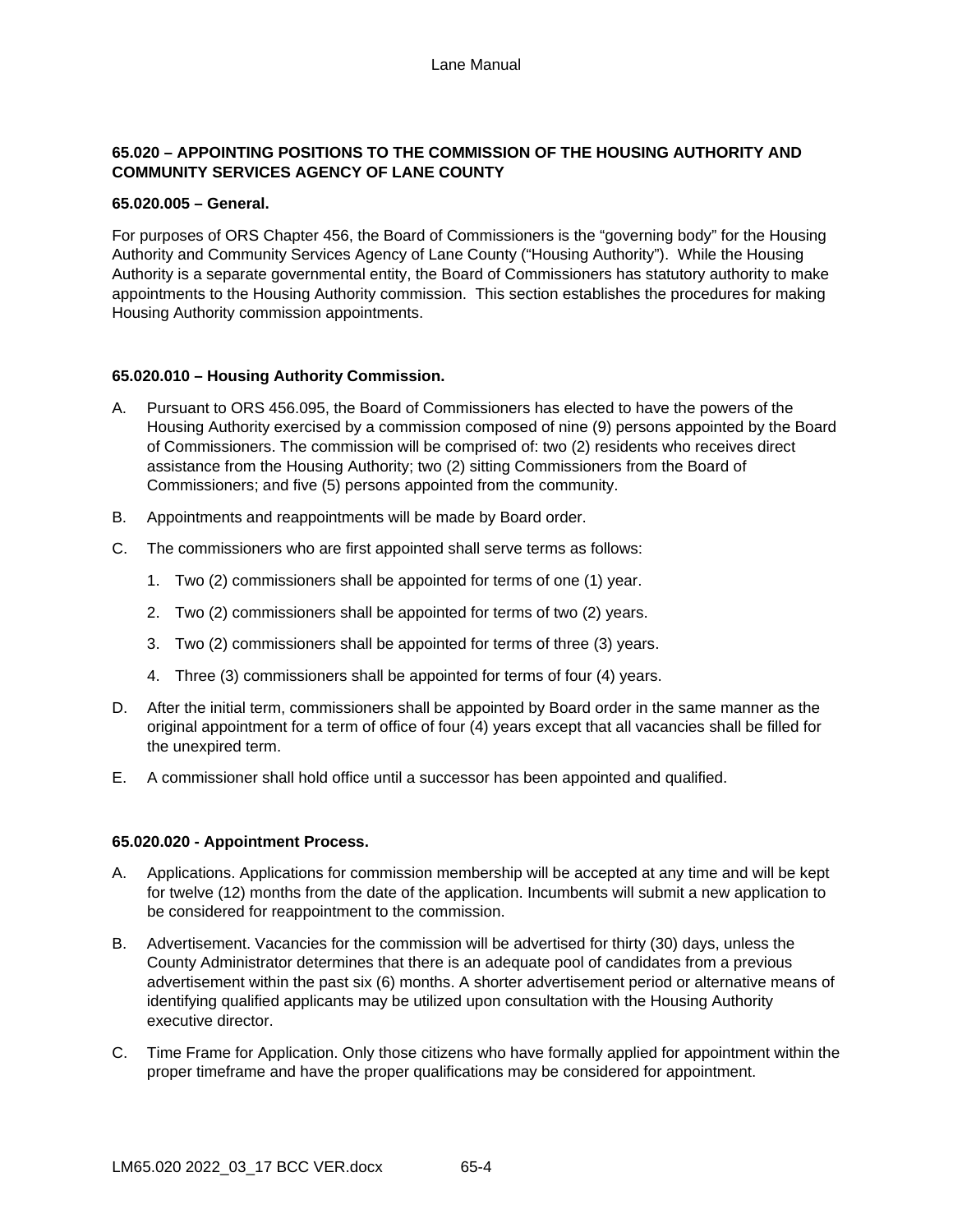## 65.020 – APPOINTING POSITIONS TO THE COMMISSION OF THE HOUSING AUTHORITY AND COMMUNITY SERVICES AGENCY OF LANE COUNTY

### 65.020.005 – General.

For purposes of ORS Chapter 456, the Board of Commissioners is the "governing body" for the Housing Authority and Community Services Agency of Lane County ("Housing Authority"). While the Housing Authority is a separate governmental entity, the Board of Commissioners has statutory authority to make appointments to the Housing Authority commission. This section establishes the procedures for making Housing Authority commission appointments.

### 65.020.010 – Housing Authority Commission.

A. Pursuant to ORS 456.095, the Board of Commissioners has elected to have the powers of the Housing Authority exercised by a commission composed of nine (9) persons appointed by the Board of Commissioners. The commission will be comprised of: two (2) residents who receives direct assistance from the Housing Authority; two (2) sitting Commissioners from the Board of Commissioners; and five (5) persons appointed from the community.

B. Appointments and reappointments will be made by Board order.

C. The commissioners who are first appointed shall serve terms as follows:

   1. Two (2) commissioners shall be appointed for terms of one (1) year.

   2. Two (2) commissioners shall be appointed for terms of two (2) years.

   3. Two (2) commissioners shall be appointed for terms of three (3) years.

   4. Three (3) commissioners shall be appointed for terms of four (4) years.

D. After the initial term, commissioners shall be appointed by Board order in the same manner as the original appointment for a term of office of four (4) years except that all vacancies shall be filled for the unexpired term.

E. A commissioner shall hold office until a successor has been appointed and qualified.

### 65.020.020 - Appointment Process.

A. Applications. Applications for commission membership will be accepted at any time and will be kept for twelve (12) months from the date of the application. Incumbents will submit a new application to be considered for reappointment to the commission.

B. Advertisement. Vacancies for the commission will be advertised for thirty (30) days, unless the County Administrator determines that there is an adequate pool of candidates from a previous advertisement within the past six (6) months. A shorter advertisement period or alternative means of identifying qualified applicants may be utilized upon consultation with the Housing Authority executive director.

C. Time Frame for Application. Only those citizens who have formally applied for appointment within the proper timeframe and have the proper qualifications may be considered for appointment.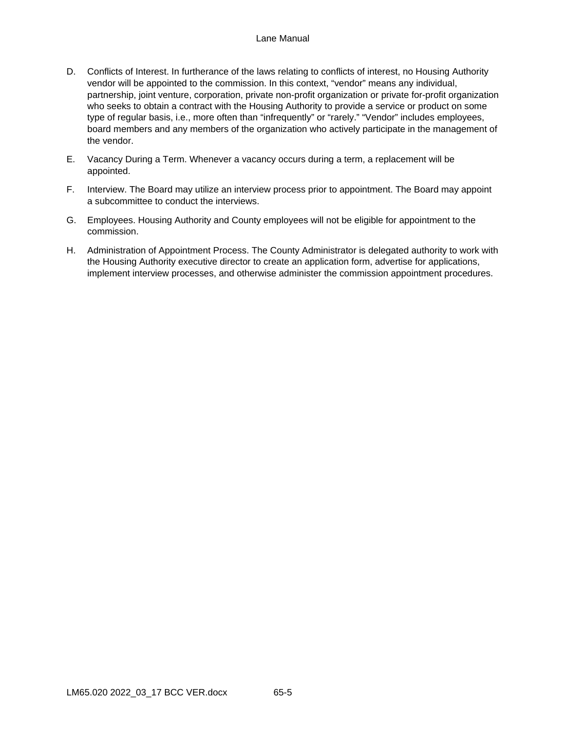D. Conflicts of Interest. In furtherance of the laws relating to conflicts of interest, no Housing Authority vendor will be appointed to the commission. In this context, “vendor” means any individual, partnership, joint venture, corporation, private non-profit organization or private for-profit organization who seeks to obtain a contract with the Housing Authority to provide a service or product on some type of regular basis, i.e., more often than “infrequently” or “rarely.” “Vendor” includes employees, board members and any members of the organization who actively participate in the management of the vendor.

E. Vacancy During a Term. Whenever a vacancy occurs during a term, a replacement will be appointed.

F. Interview. The Board may utilize an interview process prior to appointment. The Board may appoint a subcommittee to conduct the interviews.

G. Employees. Housing Authority and County employees will not be eligible for appointment to the commission.

H. Administration of Appointment Process. The County Administrator is delegated authority to work with the Housing Authority executive director to create an application form, advertise for applications, implement interview processes, and otherwise administer the commission appointment procedures.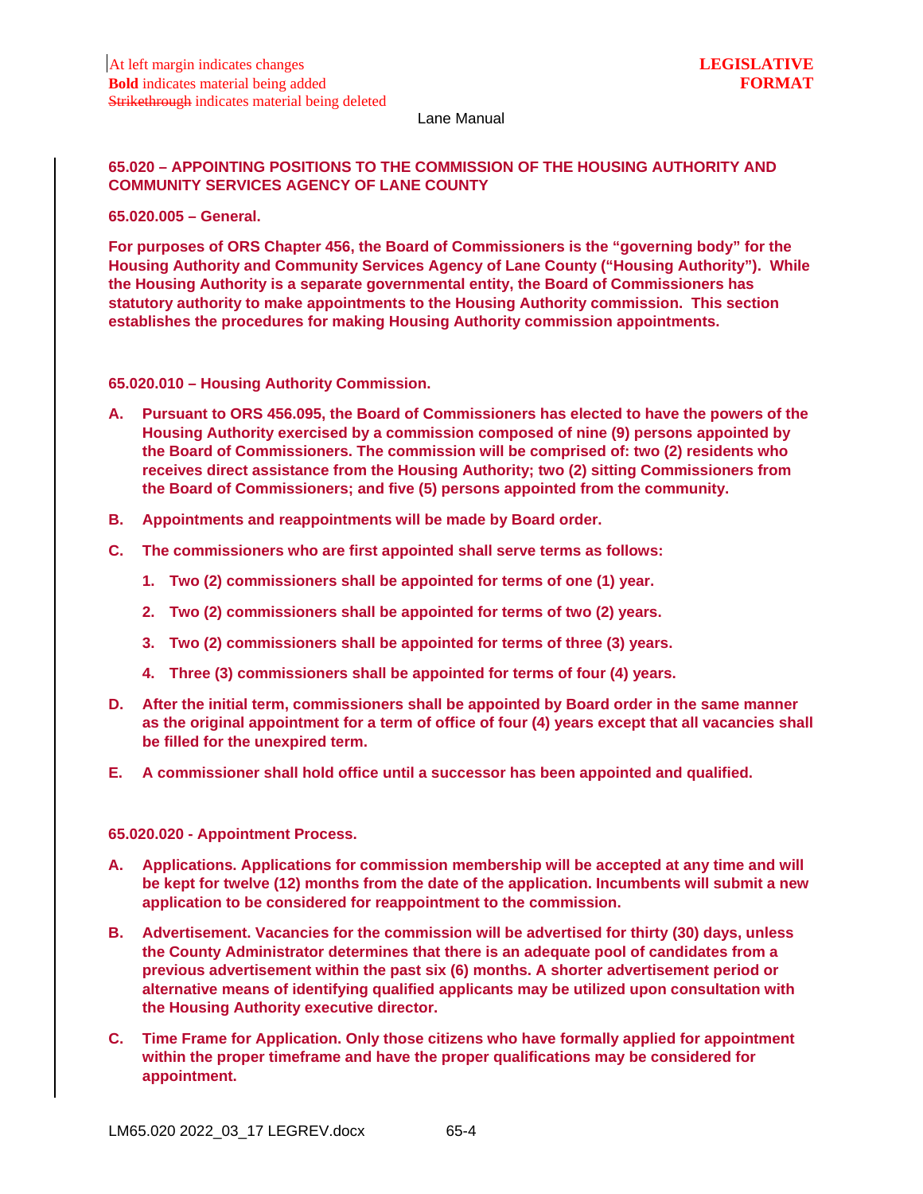At left margin indicates changes
**Bold** indicates material being added
~~Strikethrough~~ indicates material being deleted

**LEGISLATIVE FORMAT**

Lane Manual

## 65.020 – APPOINTING POSITIONS TO THE COMMISSION OF THE HOUSING AUTHORITY AND COMMUNITY SERVICES AGENCY OF LANE COUNTY

### 65.020.005 – General.

**For purposes of ORS Chapter 456, the Board of Commissioners is the "governing body" for the Housing Authority and Community Services Agency of Lane County ("Housing Authority"). While the Housing Authority is a separate governmental entity, the Board of Commissioners has statutory authority to make appointments to the Housing Authority commission. This section establishes the procedures for making Housing Authority commission appointments.**

### 65.020.010 – Housing Authority Commission.

**A. Pursuant to ORS 456.095, the Board of Commissioners has elected to have the powers of the Housing Authority exercised by a commission composed of nine (9) persons appointed by the Board of Commissioners. The commission will be comprised of: two (2) residents who receives direct assistance from the Housing Authority; two (2) sitting Commissioners from the Board of Commissioners; and five (5) persons appointed from the community.**

**B. Appointments and reappointments will be made by Board order.**

**C. The commissioners who are first appointed shall serve terms as follows:**

**1. Two (2) commissioners shall be appointed for terms of one (1) year.**

**2. Two (2) commissioners shall be appointed for terms of two (2) years.**

**3. Two (2) commissioners shall be appointed for terms of three (3) years.**

**4. Three (3) commissioners shall be appointed for terms of four (4) years.**

**D. After the initial term, commissioners shall be appointed by Board order in the same manner as the original appointment for a term of office of four (4) years except that all vacancies shall be filled for the unexpired term.**

**E. A commissioner shall hold office until a successor has been appointed and qualified.**

### 65.020.020 - Appointment Process.

**A. Applications. Applications for commission membership will be accepted at any time and will be kept for twelve (12) months from the date of the application. Incumbents will submit a new application to be considered for reappointment to the commission.**

**B. Advertisement. Vacancies for the commission will be advertised for thirty (30) days, unless the County Administrator determines that there is an adequate pool of candidates from a previous advertisement within the past six (6) months. A shorter advertisement period or alternative means of identifying qualified applicants may be utilized upon consultation with the Housing Authority executive director.**

**C. Time Frame for Application. Only those citizens who have formally applied for appointment within the proper timeframe and have the proper qualifications may be considered for appointment.**

LM65.020 2022_03_17 LEGREV.docx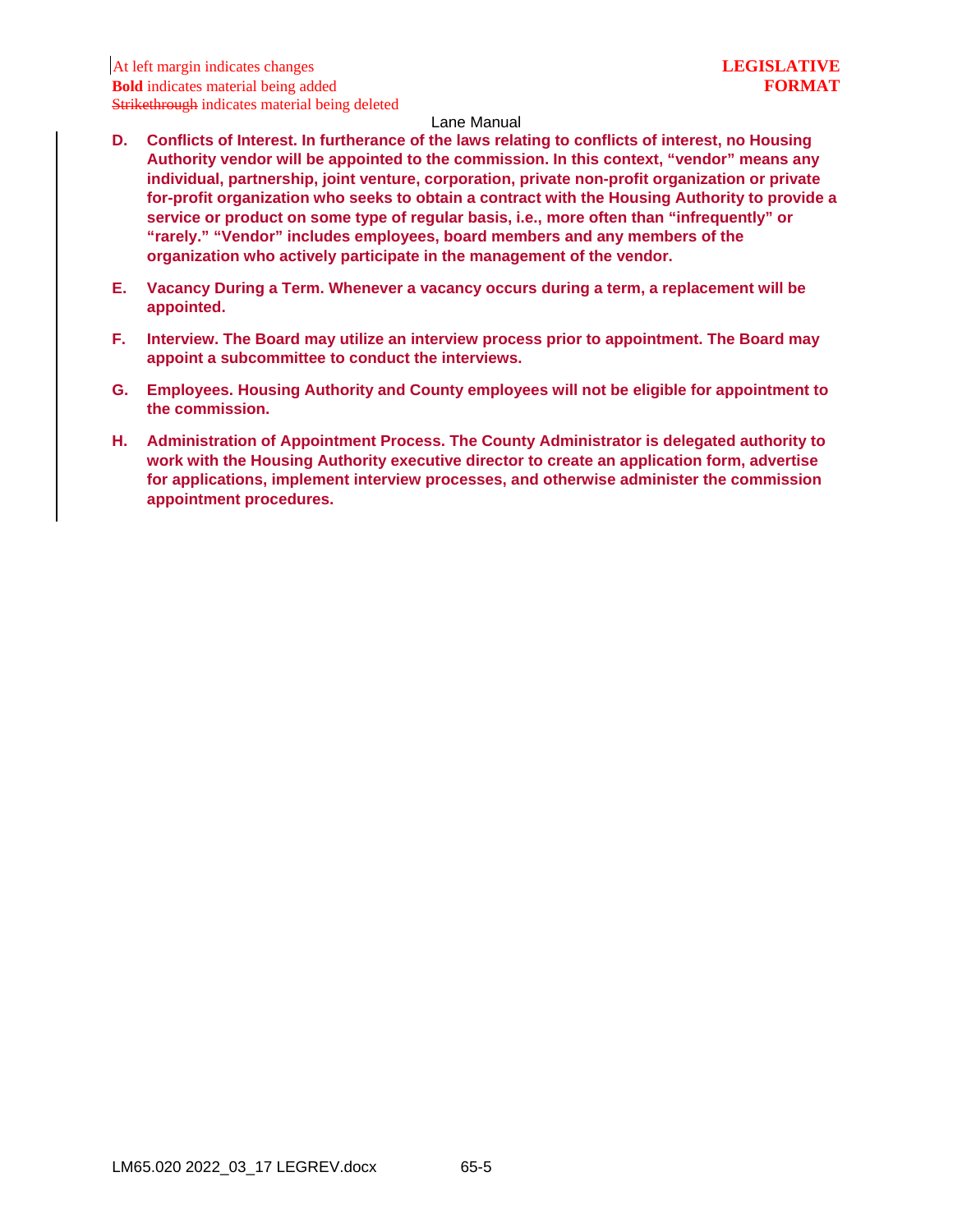**D. Conflicts of Interest. In furtherance of the laws relating to conflicts of interest, no Housing Authority vendor will be appointed to the commission. In this context, "vendor" means any individual, partnership, joint venture, corporation, private non-profit organization or private for-profit organization who seeks to obtain a contract with the Housing Authority to provide a service or product on some type of regular basis, i.e., more often than "infrequently" or "rarely." "Vendor" includes employees, board members and any members of the organization who actively participate in the management of the vendor.**

**E. Vacancy During a Term. Whenever a vacancy occurs during a term, a replacement will be appointed.**

**F. Interview. The Board may utilize an interview process prior to appointment. The Board may appoint a subcommittee to conduct the interviews.**

**G. Employees. Housing Authority and County employees will not be eligible for appointment to the commission.**

**H. Administration of Appointment Process. The County Administrator is delegated authority to work with the Housing Authority executive director to create an application form, advertise for applications, implement interview processes, and otherwise administer the commission appointment procedures.**